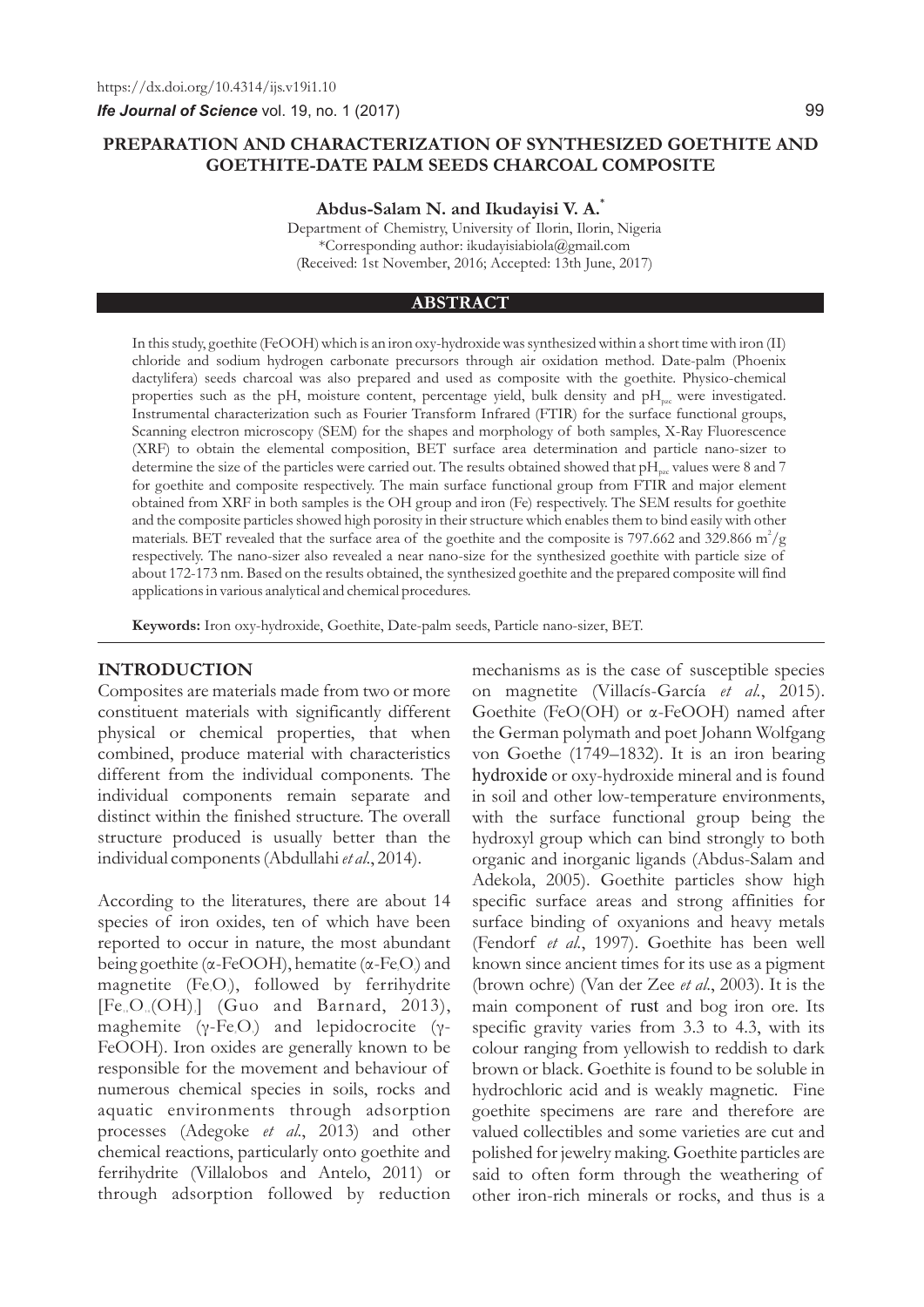# PREPARATION AND CHARACTERIZATION OF SYNTHESIZED GOETHITE AND GOETHITE-DATE PALM SEEDS CHARCOAL COMPOSITE

**Abdus-Salam N. and Ikudayisi V. A.***

Department of Chemistry, University of Ilorin, Ilorin, Nigeria
*Corresponding author: ikudayisiabiola@gmail.com
(Received: 1st November, 2016; Accepted: 13th June, 2017)

## ABSTRACT

In this study, goethite (FeOOH) which is an iron oxy-hydroxide was synthesized within a short time with iron (II) chloride and sodium hydrogen carbonate precursors through air oxidation method. Date-palm (Phoenix dactylifera) seeds charcoal was also prepared and used as composite with the goethite. Physico-chemical properties such as the pH, moisture content, percentage yield, bulk density and $pH_{pzc}$ were investigated. Instrumental characterization such as Fourier Transform Infrared (FTIR) for the surface functional groups, Scanning electron microscopy (SEM) for the shapes and morphology of both samples, X-Ray Fluorescence (XRF) to obtain the elemental composition, BET surface area determination and particle nano-sizer to determine the size of the particles were carried out. The results obtained showed that $pH_{pzc}$ values were 8 and 7 for goethite and composite respectively. The main surface functional group from FTIR and major element obtained from XRF in both samples is the OH group and iron (Fe) respectively. The SEM results for goethite and the composite particles showed high porosity in their structure which enables them to bind easily with other materials. BET revealed that the surface area of the goethite and the composite is 797.662 and 329.866 $m^2/g$ respectively. The nano-sizer also revealed a near nano-size for the synthesized goethite with particle size of about 172-173 nm. Based on the results obtained, the synthesized goethite and the prepared composite will find applications in various analytical and chemical procedures.

**Keywords:** Iron oxy-hydroxide, Goethite, Date-palm seeds, Particle nano-sizer, BET.

## INTRODUCTION

Composites are materials made from two or more constituent materials with significantly different physical or chemical properties, that when combined, produce material with characteristics different from the individual components. The individual components remain separate and distinct within the finished structure. The overall structure produced is usually better than the individual components (Abdullahi *et al*., 2014).

According to the literatures, there are about 14 species of iron oxides, ten of which have been reported to occur in nature, the most abundant being goethite ($\alpha$-FeOOH), hematite ($\alpha$-$Fe_2O_3$) and magnetite ($Fe_3O_4$), followed by ferrihydrite [$Fe_{10}O_{14}(OH)_2$] (Guo and Barnard, 2013), maghemite ($\gamma$-$Fe_2O_3$) and lepidocrocite ($\gamma$-FeOOH). Iron oxides are generally known to be responsible for the movement and behaviour of numerous chemical species in soils, rocks and aquatic environments through adsorption processes (Adegoke *et al*., 2013) and other chemical reactions, particularly onto goethite and ferrihydrite (Villalobos and Antelo, 2011) or through adsorption followed by reduction mechanisms as is the case of susceptible species on magnetite (Villacís-García *et al*., 2015). Goethite (FeO(OH) or $\alpha$-FeOOH) named after the German polymath and poet Johann Wolfgang von Goethe (1749–1832). It is an iron bearing hydroxide or oxy-hydroxide mineral and is found in soil and other low-temperature environments, with the surface functional group being the hydroxyl group which can bind strongly to both organic and inorganic ligands (Abdus-Salam and Adekola, 2005). Goethite particles show high specific surface areas and strong affinities for surface binding of oxyanions and heavy metals (Fendorf *et al*., 1997). Goethite has been well known since ancient times for its use as a pigment (brown ochre) (Van der Zee *et al*., 2003). It is the main component of rust and bog iron ore. Its specific gravity varies from 3.3 to 4.3, with its colour ranging from yellowish to reddish to dark brown or black. Goethite is found to be soluble in hydrochloric acid and is weakly magnetic. Fine goethite specimens are rare and therefore are valued collectibles and some varieties are cut and polished for jewelry making. Goethite particles are said to often form through the weathering of other iron-rich minerals or rocks, and thus is a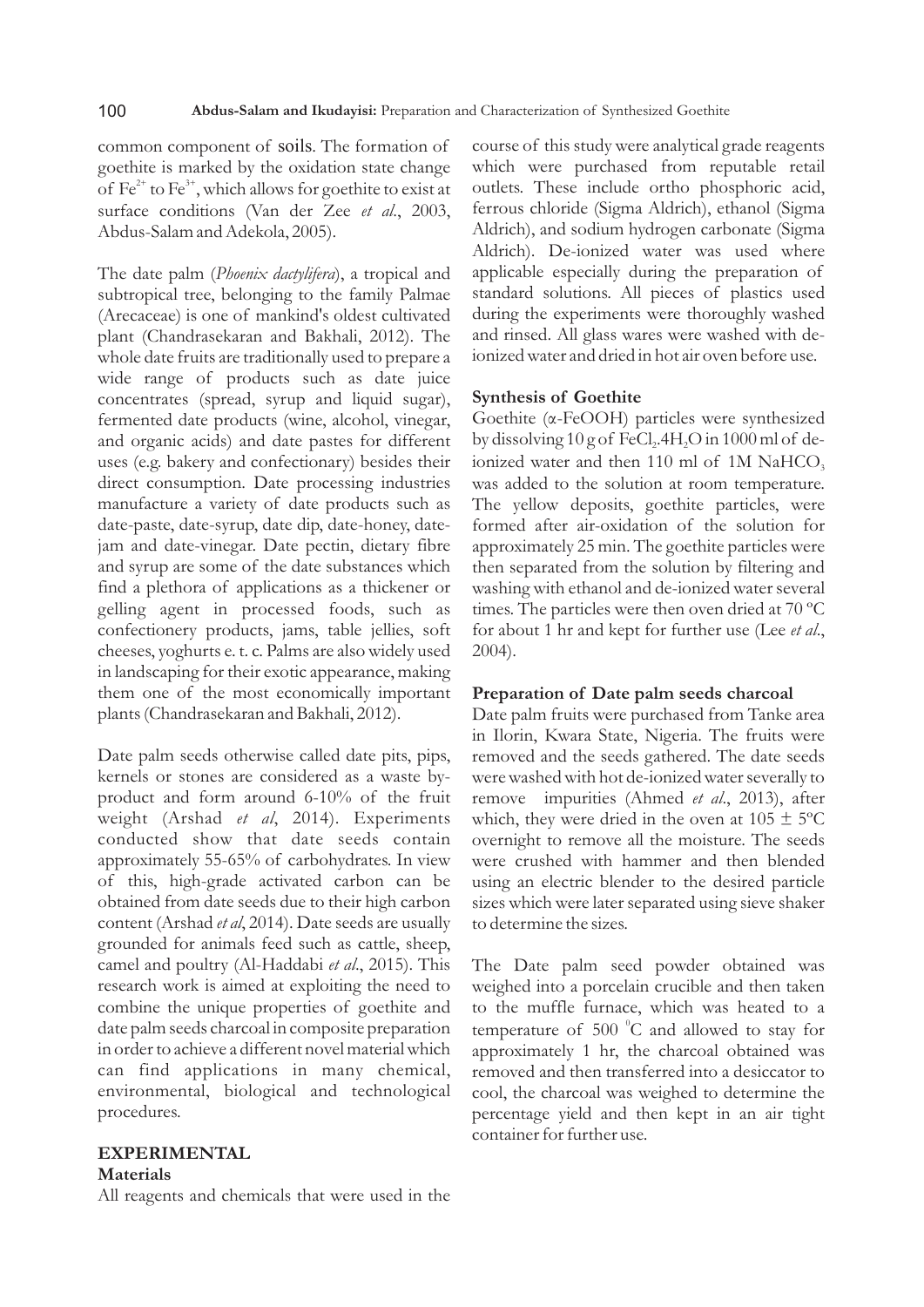common component of soils. The formation of goethite is marked by the oxidation state change of $Fe^{2+}$ to $Fe^{3+}$, which allows for goethite to exist at surface conditions (Van der Zee *et al*., 2003, Abdus-Salam and Adekola, 2005).

The date palm (*Phoenix dactylifera*), a tropical and subtropical tree, belonging to the family Palmae (Arecaceae) is one of mankind's oldest cultivated plant (Chandrasekaran and Bakhali, 2012). The whole date fruits are traditionally used to prepare a wide range of products such as date juice concentrates (spread, syrup and liquid sugar), fermented date products (wine, alcohol, vinegar, and organic acids) and date pastes for different uses (e.g. bakery and confectionary) besides their direct consumption. Date processing industries manufacture a variety of date products such as date-paste, date-syrup, date dip, date-honey, date-jam and date-vinegar. Date pectin, dietary fibre and syrup are some of the date substances which find a plethora of applications as a thickener or gelling agent in processed foods, such as confectionery products, jams, table jellies, soft cheeses, yoghurts e. t. c. Palms are also widely used in landscaping for their exotic appearance, making them one of the most economically important plants (Chandrasekaran and Bakhali, 2012).

Date palm seeds otherwise called date pits, pips, kernels or stones are considered as a waste by-product and form around 6-10% of the fruit weight (Arshad *et al*, 2014). Experiments conducted show that date seeds contain approximately 55-65% of carbohydrates. In view of this, high-grade activated carbon can be obtained from date seeds due to their high carbon content (Arshad *et al*, 2014). Date seeds are usually grounded for animals feed such as cattle, sheep, camel and poultry (Al-Haddabi *et al*., 2015). This research work is aimed at exploiting the need to combine the unique properties of goethite and date palm seeds charcoal in composite preparation in order to achieve a different novel material which can find applications in many chemical, environmental, biological and technological procedures.

## EXPERIMENTAL

### Materials

All reagents and chemicals that were used in the course of this study were analytical grade reagents which were purchased from reputable retail outlets. These include ortho phosphoric acid, ferrous chloride (Sigma Aldrich), ethanol (Sigma Aldrich), and sodium hydrogen carbonate (Sigma Aldrich). De-ionized water was used where applicable especially during the preparation of standard solutions. All pieces of plastics used during the experiments were thoroughly washed and rinsed. All glass wares were washed with de-ionized water and dried in hot air oven before use.

### Synthesis of Goethite

Goethite (α-FeOOH) particles were synthesized by dissolving 10 g of $FeCl_2.4H_2O$ in 1000 ml of de-ionized water and then 110 ml of 1M $NaHCO_3$ was added to the solution at room temperature. The yellow deposits, goethite particles, were formed after air-oxidation of the solution for approximately 25 min. The goethite particles were then separated from the solution by filtering and washing with ethanol and de-ionized water several times. The particles were then oven dried at 70 ºC for about 1 hr and kept for further use (Lee *et al*., 2004).

### Preparation of Date palm seeds charcoal

Date palm fruits were purchased from Tanke area in Ilorin, Kwara State, Nigeria. The fruits were removed and the seeds gathered. The date seeds were washed with hot de-ionized water severally to remove impurities (Ahmed *et al*., 2013), after which, they were dried in the oven at 105 ± 5ºC overnight to remove all the moisture. The seeds were crushed with hammer and then blended using an electric blender to the desired particle sizes which were later separated using sieve shaker to determine the sizes.

The Date palm seed powder obtained was weighed into a porcelain crucible and then taken to the muffle furnace, which was heated to a temperature of 500 $^0$C and allowed to stay for approximately 1 hr, the charcoal obtained was removed and then transferred into a desiccator to cool, the charcoal was weighed to determine the percentage yield and then kept in an air tight container for further use.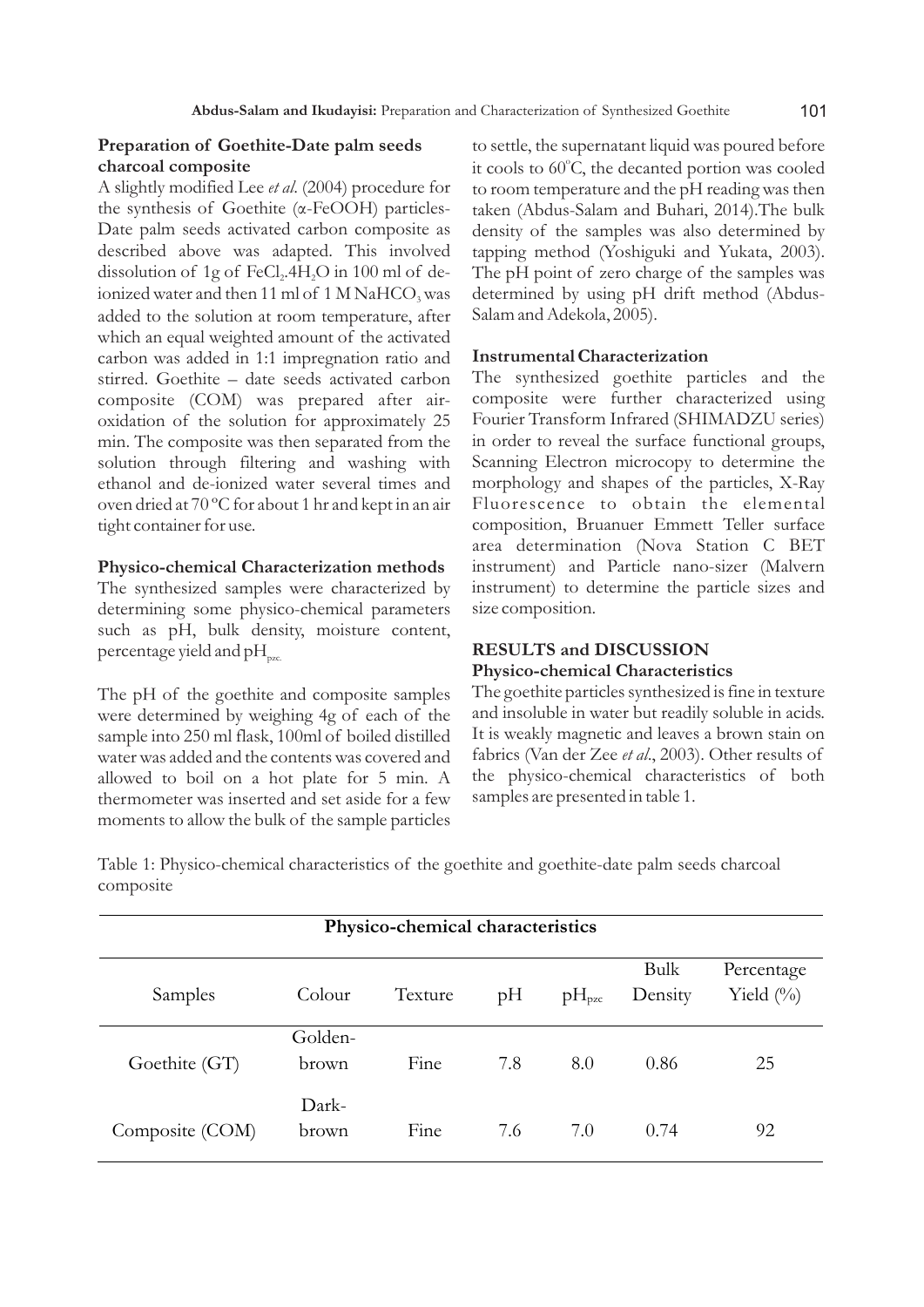### Preparation of Goethite-Date palm seeds charcoal composite

A slightly modified Lee *et al.* (2004) procedure for the synthesis of Goethite (α-FeOOH) particles-Date palm seeds activated carbon composite as described above was adapted. This involved dissolution of 1g of $FeCl_2.4H_2O$ in 100 ml of de-ionized water and then 11 ml of 1 M $NaHCO_3$ was added to the solution at room temperature, after which an equal weighted amount of the activated carbon was added in 1:1 impregnation ratio and stirred. Goethite – date seeds activated carbon composite (COM) was prepared after air-oxidation of the solution for approximately 25 min. The composite was then separated from the solution through filtering and washing with ethanol and de-ionized water several times and oven dried at 70 ºC for about 1 hr and kept in an air tight container for use.

### Physico-chemical Characterization methods

The synthesized samples were characterized by determining some physico-chemical parameters such as pH, bulk density, moisture content, percentage yield and $pH_{pzc.}$

The pH of the goethite and composite samples were determined by weighing 4g of each of the sample into 250 ml flask, 100ml of boiled distilled water was added and the contents was covered and allowed to boil on a hot plate for 5 min. A thermometer was inserted and set aside for a few moments to allow the bulk of the sample particles to settle, the supernatant liquid was poured before it cools to 60°C, the decanted portion was cooled to room temperature and the pH reading was then taken (Abdus-Salam and Buhari, 2014).The bulk density of the samples was also determined by tapping method (Yoshiguki and Yukata, 2003). The pH point of zero charge of the samples was determined by using pH drift method (Abdus-Salam and Adekola, 2005).

### Instrumental Characterization

The synthesized goethite particles and the composite were further characterized using Fourier Transform Infrared (SHIMADZU series) in order to reveal the surface functional groups, Scanning Electron microcopy to determine the morphology and shapes of the particles, X-Ray Fluorescence to obtain the elemental composition, Bruanuer Emmett Teller surface area determination (Nova Station C BET instrument) and Particle nano-sizer (Malvern instrument) to determine the particle sizes and size composition.

## RESULTS and DISCUSSION

### Physico-chemical Characteristics

The goethite particles synthesized is fine in texture and insoluble in water but readily soluble in acids. It is weakly magnetic and leaves a brown stain on fabrics (Van der Zee *et al.*, 2003). Other results of the physico-chemical characteristics of both samples are presented in table 1.

Table 1: Physico-chemical characteristics of the goethite and goethite-date palm seeds charcoal composite

| Physico-chemical characteristics | | | | | | |
|---|---|---|---|---|---|---|
| Samples | Colour | Texture | pH | $pH_{pzc}$ | Bulk Density | Percentage Yield (%) |
| Goethite (GT) | Golden-brown | Fine | 7.8 | 8.0 | 0.86 | 25 |
| Composite (COM) | Dark-brown | Fine | 7.6 | 7.0 | 0.74 | 92 |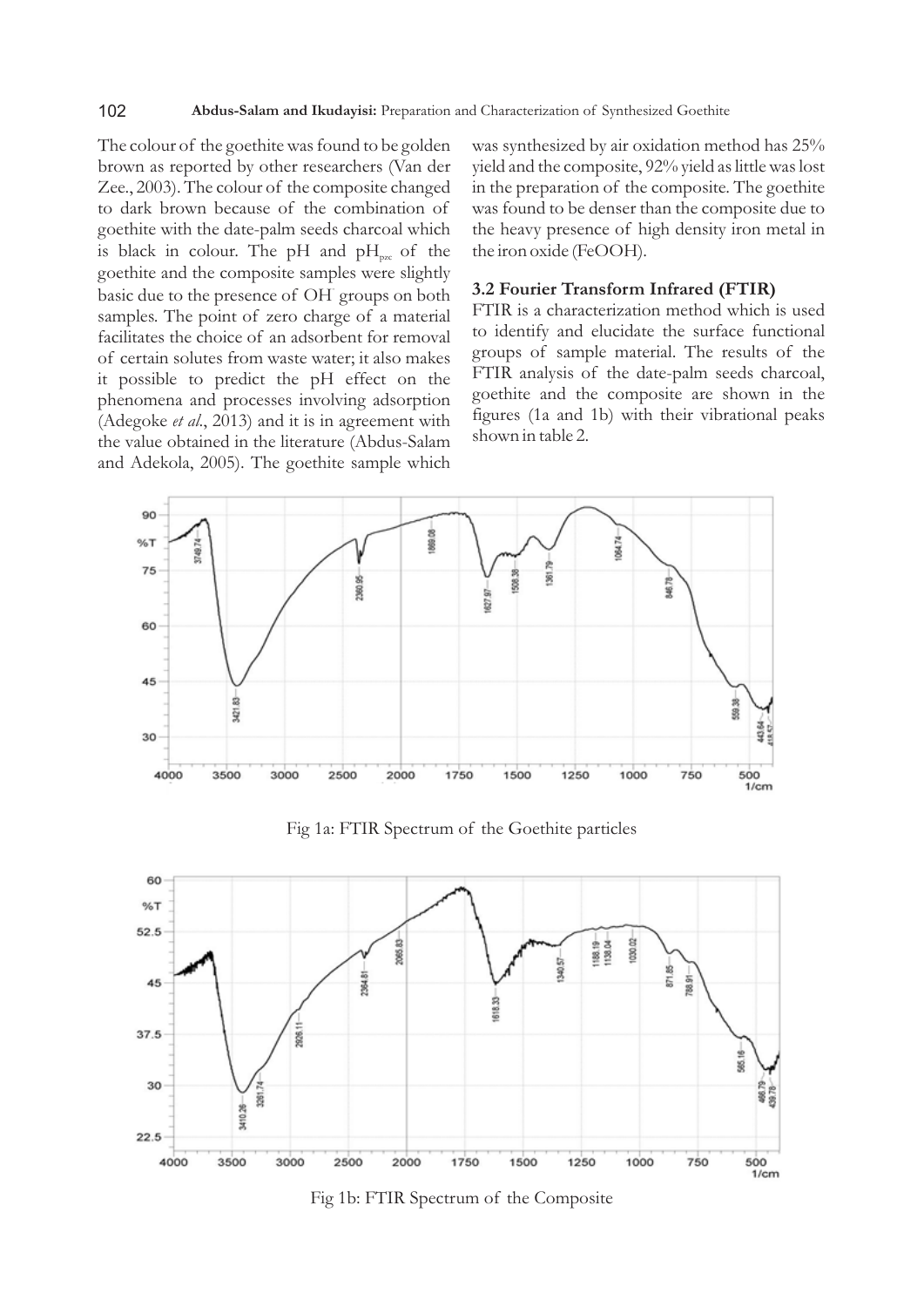The colour of the goethite was found to be golden brown as reported by other researchers (Van der Zee., 2003). The colour of the composite changed to dark brown because of the combination of goethite with the date-palm seeds charcoal which is black in colour. The pH and $pH_{pzc}$ of the goethite and the composite samples were slightly basic due to the presence of $OH^-$ groups on both samples. The point of zero charge of a material facilitates the choice of an adsorbent for removal of certain solutes from waste water; it also makes it possible to predict the pH effect on the phenomena and processes involving adsorption (Adegoke *et al.*, 2013) and it is in agreement with the value obtained in the literature (Abdus-Salam and Adekola, 2005). The goethite sample which was synthesized by air oxidation method has 25% yield and the composite, 92% yield as little was lost in the preparation of the composite. The goethite was found to be denser than the composite due to the heavy presence of high density iron metal in the iron oxide (FeOOH).

### 3.2 Fourier Transform Infrared (FTIR)

FTIR is a characterization method which is used to identify and elucidate the surface functional groups of sample material. The results of the FTIR analysis of the date-palm seeds charcoal, goethite and the composite are shown in the figures (1a and 1b) with their vibrational peaks shown in table 2.

Fig 1a: FTIR Spectrum of the Goethite particles

Fig 1b: FTIR Spectrum of the Composite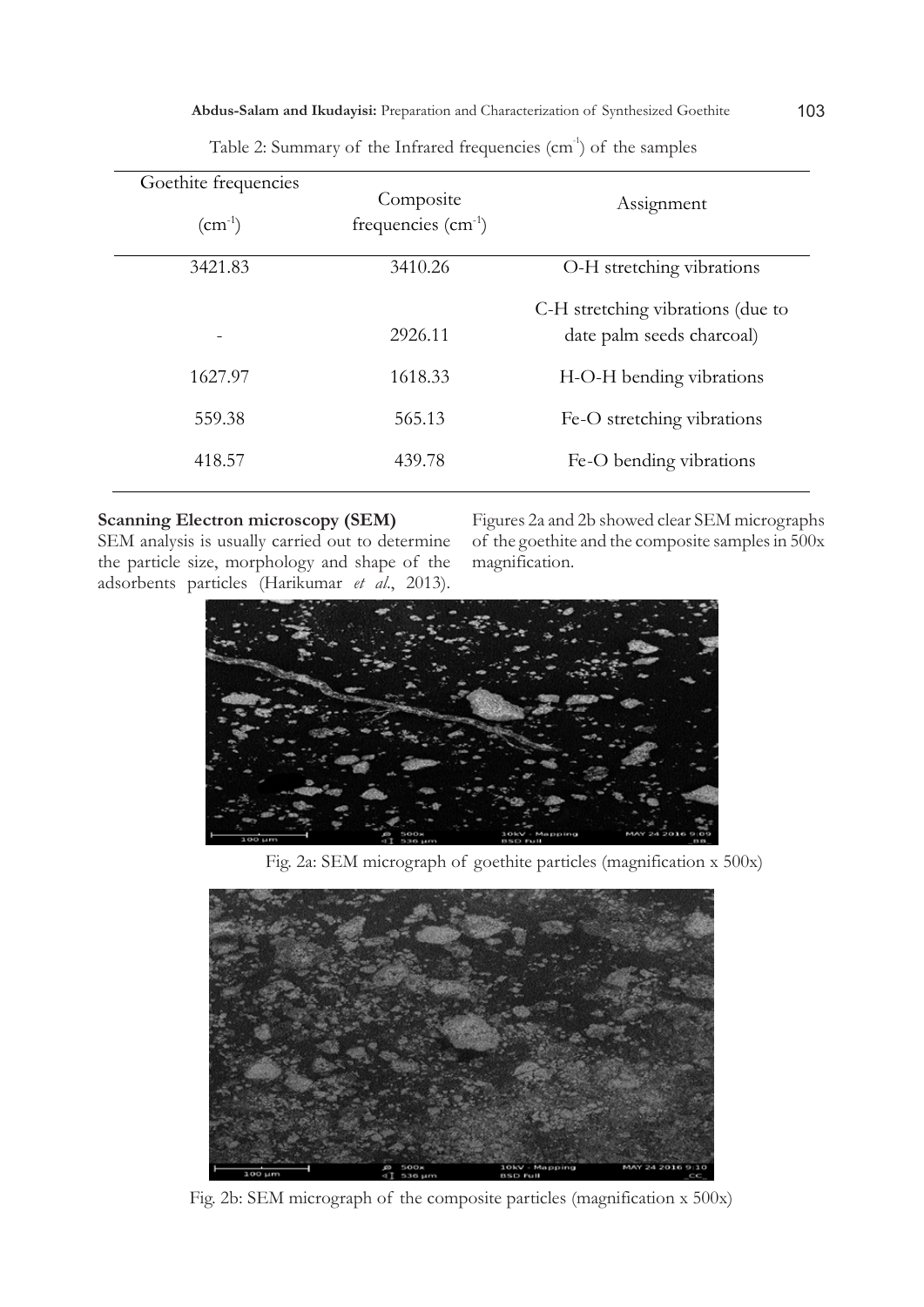Table 2: Summary of the Infrared frequencies ($cm^{-1}$) of the samples

| Goethite frequencies ($cm^{-1}$) | Composite frequencies ($cm^{-1}$) | Assignment |
|---|---|---|
| 3421.83 | 3410.26 | O-H stretching vibrations |
| - | 2926.11 | C-H stretching vibrations (due to date palm seeds charcoal) |
| 1627.97 | 1618.33 | H-O-H bending vibrations |
| 559.38 | 565.13 | Fe-O stretching vibrations |
| 418.57 | 439.78 | Fe-O bending vibrations |

**Scanning Electron microscopy (SEM)**

SEM analysis is usually carried out to determine the particle size, morphology and shape of the adsorbents particles (Harikumar *et al*., 2013). Figures 2a and 2b showed clear SEM micrographs of the goethite and the composite samples in 500x magnification.

Fig. 2a: SEM micrograph of goethite particles (magnification x 500x)

Fig. 2b: SEM micrograph of the composite particles (magnification x 500x)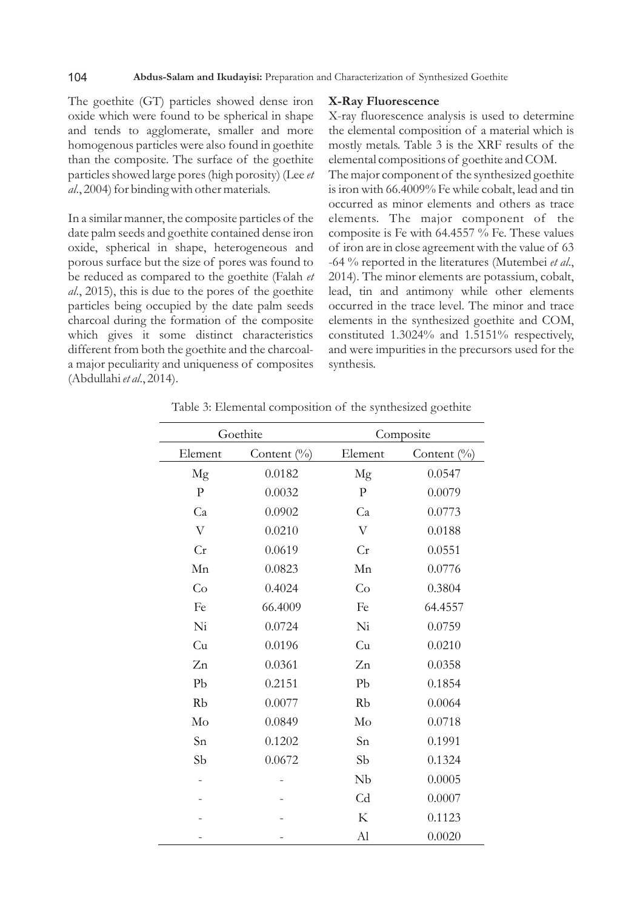The goethite (GT) particles showed dense iron oxide which were found to be spherical in shape and tends to agglomerate, smaller and more homogenous particles were also found in goethite than the composite. The surface of the goethite particles showed large pores (high porosity) (Lee *et al*., 2004) for binding with other materials.

In a similar manner, the composite particles of the date palm seeds and goethite contained dense iron oxide, spherical in shape, heterogeneous and porous surface but the size of pores was found to be reduced as compared to the goethite (Falah *et al*., 2015), this is due to the pores of the goethite particles being occupied by the date palm seeds charcoal during the formation of the composite which gives it some distinct characteristics different from both the goethite and the charcoal-a major peculiarity and uniqueness of composites (Abdullahi *et al*., 2014).

### X-Ray Fluorescence

X-ray fluorescence analysis is used to determine the elemental composition of a material which is mostly metals. Table 3 is the XRF results of the elemental compositions of goethite and COM.

The major component of the synthesized goethite is iron with 66.4009% Fe while cobalt, lead and tin occurred as minor elements and others as trace elements. The major component of the composite is Fe with 64.4557 % Fe. These values of iron are in close agreement with the value of 63 -64 % reported in the literatures (Mutembei *et al*., 2014). The minor elements are potassium, cobalt, lead, tin and antimony while other elements occurred in the trace level. The minor and trace elements in the synthesized goethite and COM, constituted 1.3024% and 1.5151% respectively, and were impurities in the precursors used for the synthesis.

Table 3: Elemental composition of the synthesized goethite

| Goethite | | Composite | |
|---|---|---|---|
| Element | Content (%) | Element | Content (%) |
| Mg | 0.0182 | Mg | 0.0547 |
| P | 0.0032 | P | 0.0079 |
| Ca | 0.0902 | Ca | 0.0773 |
| V | 0.0210 | V | 0.0188 |
| Cr | 0.0619 | Cr | 0.0551 |
| Mn | 0.0823 | Mn | 0.0776 |
| Co | 0.4024 | Co | 0.3804 |
| Fe | 66.4009 | Fe | 64.4557 |
| Ni | 0.0724 | Ni | 0.0759 |
| Cu | 0.0196 | Cu | 0.0210 |
| Zn | 0.0361 | Zn | 0.0358 |
| Pb | 0.2151 | Pb | 0.1854 |
| Rb | 0.0077 | Rb | 0.0064 |
| Mo | 0.0849 | Mo | 0.0718 |
| Sn | 0.1202 | Sn | 0.1991 |
| Sb | 0.0672 | Sb | 0.1324 |
| - | - | Nb | 0.0005 |
| - | - | Cd | 0.0007 |
| - | - | K | 0.1123 |
| - | - | Al | 0.0020 |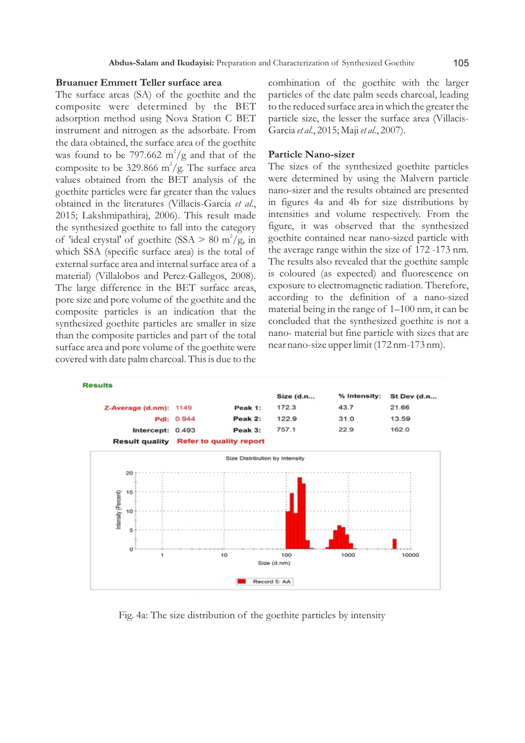## Bruanuer Emmett Teller surface area

The surface areas (SA) of the goethite and the composite were determined by the BET adsorption method using Nova Station C BET instrument and nitrogen as the adsorbate. From the data obtained, the surface area of the goethite was found to be 797.662 $m^2/g$ and that of the composite to be 329.866 $m^2/g$. The surface area values obtained from the BET analysis of the goethite particles were far greater than the values obtained in the literatures (Villacis-Garcia *et al.*, 2015; Lakshmipathiraj, 2006). This result made the synthesized goethite to fall into the category of 'ideal crystal' of goethite (SSA > 80 $m^2/g$, in which SSA (specific surface area) is the total of external surface area and internal surface area of a material) (Villalobos and Perez-Gallegos, 2008). The large difference in the BET surface areas, pore size and pore volume of the goethite and the composite particles is an indication that the synthesized goethite particles are smaller in size than the composite particles and part of the total surface area and pore volume of the goethite were covered with date palm charcoal. This is due to the combination of the goethite with the larger particles of the date palm seeds charcoal, leading to the reduced surface area in which the greater the particle size, the lesser the surface area (Villacis-Garcia *et al.*, 2015; Maji *et al.*, 2007).

## Particle Nano-sizer

The sizes of the synthesized goethite particles were determined by using the Malvern particle nano-sizer and the results obtained are presented in figures 4a and 4b for size distributions by intensities and volume respectively. From the figure, it was observed that the synthesized goethite contained near nano-sized particle with the average range within the size of 172 -173 nm. The results also revealed that the goethite sample is coloured (as expected) and fluorescence on exposure to electromagnetic radiation. Therefore, according to the definition of a nano-sized material being in the range of 1–100 nm, it can be concluded that the synthesized goethite is not a nano- material but fine particle with sizes that are near nano-size upper limit (172 nm-173 nm).

**Results**

| | | | Size (d.n... | % Intensity: | St Dev (d.n... |
|---|---|---|---|---|---|
| Z-Average (d.nm): | 1149 | Peak 1: | 172.3 | 43.7 | 21.66 |
| PdI: | 0.944 | Peak 2: | 122.9 | 31.0 | 13.59 |
| Intercept: | 0.493 | Peak 3: | 757.1 | 22.9 | 162.0 |
| Result quality | Refer to quality report | | | | |

Fig. 4a: The size distribution of the goethite particles by intensity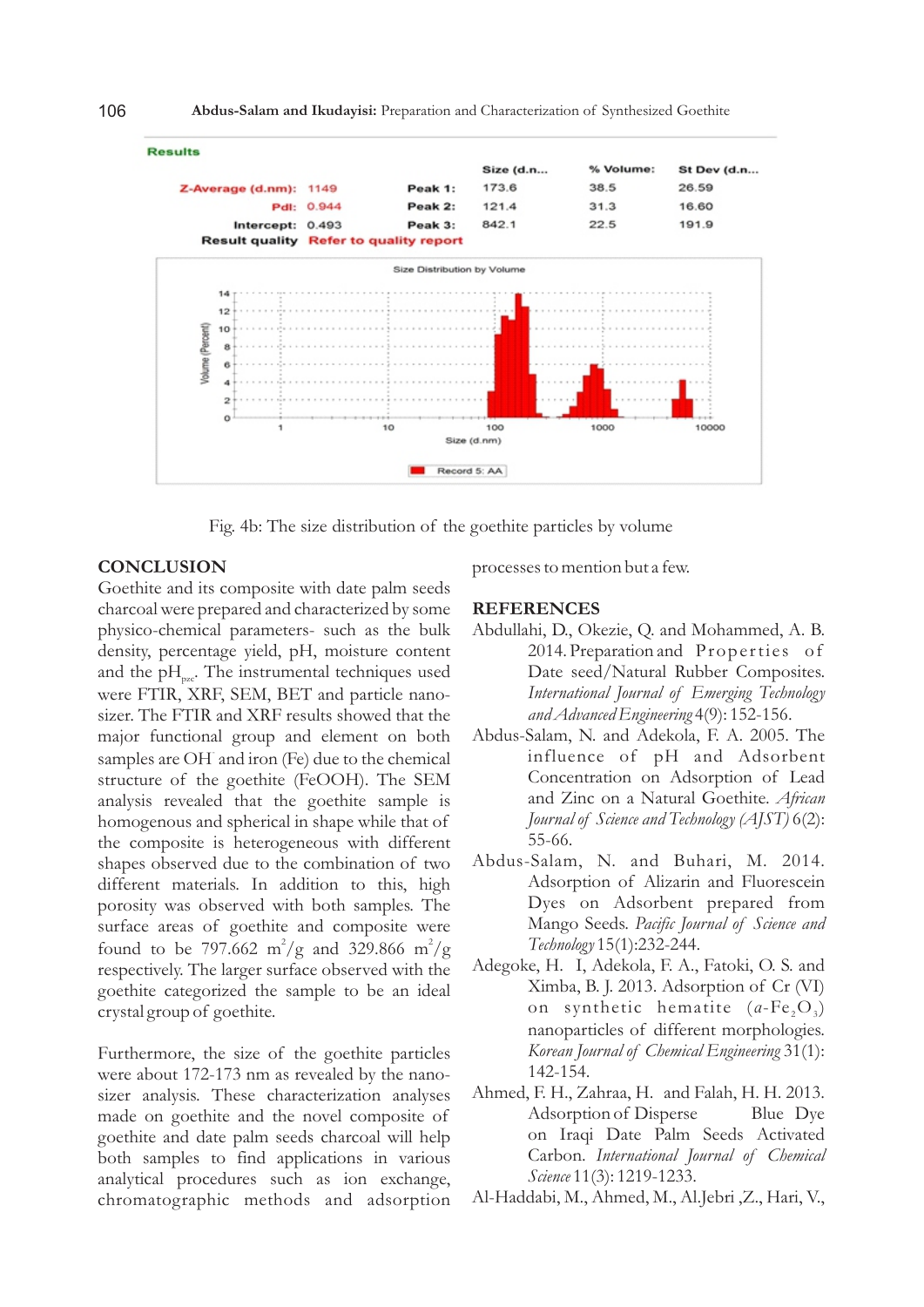**Results**

| | | | Size (d.n... | % Volume: | St Dev (d.n... |
|---|---|---|---|---|---|
| Z-Average (d.nm): | 1149 | Peak 1: | 173.6 | 38.5 | 26.59 |
| PdI: | 0.944 | Peak 2: | 121.4 | 31.3 | 16.60 |
| Intercept: | 0.493 | Peak 3: | 842.1 | 22.5 | 191.9 |
| Result quality | Refer to quality report | | | | |

Fig. 4b: The size distribution of the goethite particles by volume

## CONCLUSION

Goethite and its composite with date palm seeds charcoal were prepared and characterized by some physico-chemical parameters- such as the bulk density, percentage yield, pH, moisture content and the $pH_{pzc}$. The instrumental techniques used were FTIR, XRF, SEM, BET and particle nano-sizer. The FTIR and XRF results showed that the major functional group and element on both samples are $OH^-$ and iron (Fe) due to the chemical structure of the goethite (FeOOH). The SEM analysis revealed that the goethite sample is homogenous and spherical in shape while that of the composite is heterogeneous with different shapes observed due to the combination of two different materials. In addition to this, high porosity was observed with both samples. The surface areas of goethite and composite were found to be 797.662 $m^2/g$ and 329.866 $m^2/g$ respectively. The larger surface observed with the goethite categorized the sample to be an ideal crystal group of goethite.

Furthermore, the size of the goethite particles were about 172-173 nm as revealed by the nano-sizer analysis. These characterization analyses made on goethite and the novel composite of goethite and date palm seeds charcoal will help both samples to find applications in various analytical procedures such as ion exchange, chromatographic methods and adsorption processes to mention but a few.

## REFERENCES

Abdullahi, D., Okezie, Q. and Mohammed, A. B. 2014. Preparation and Properties of Date seed/Natural Rubber Composites. *International Journal of Emerging Technology and Advanced Engineering* 4(9): 152-156.

Abdus-Salam, N. and Adekola, F. A. 2005. The influence of pH and Adsorbent Concentration on Adsorption of Lead and Zinc on a Natural Goethite. *African Journal of Science and Technology (AJST)* 6(2): 55-66.

Abdus-Salam, N. and Buhari, M. 2014. Adsorption of Alizarin and Fluorescein Dyes on Adsorbent prepared from Mango Seeds. *Pacific Journal of Science and Technology* 15(1):232-244.

Adegoke, H. I, Adekola, F. A., Fatoki, O. S. and Ximba, B. J. 2013. Adsorption of Cr (VI) on synthetic hematite ($a$-$Fe_2O_3$) nanoparticles of different morphologies. *Korean Journal of Chemical Engineering* 31(1): 142-154.

Ahmed, F. H., Zahraa, H. and Falah, H. H. 2013. Adsorption of Disperse Blue Dye on Iraqi Date Palm Seeds Activated Carbon. *International Journal of Chemical Science* 11(3): 1219-1233.

Al-Haddabi, M., Ahmed, M., Al.Jebri ,Z., Hari, V.,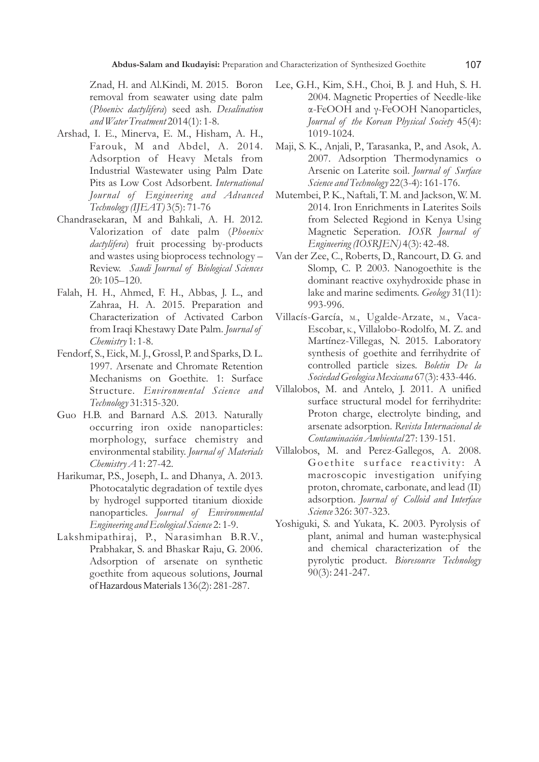Znad, H. and Al.Kindi, M. 2015. Boron removal from seawater using date palm (*Phoenix dactylifera*) seed ash. *Desalination and Water Treatment* 2014(1): 1-8.

Arshad, I. E., Minerva, E. M., Hisham, A. H., Farouk, M and Abdel, A. 2014. Adsorption of Heavy Metals from Industrial Wastewater using Palm Date Pits as Low Cost Adsorbent. *International Journal of Engineering and Advanced Technology (IJEAT)* 3(5): 71-76

Chandrasekaran, M and Bahkali, A. H. 2012. Valorization of date palm (*Phoenix dactylifera*) fruit processing by-products and wastes using bioprocess technology – Review. *Saudi Journal of Biological Sciences* 20: 105–120.

Falah, H. H., Ahmed, F. H., Abbas, J. L., and Zahraa, H. A. 2015. Preparation and Characterization of Activated Carbon from Iraqi Khestawy Date Palm. *Journal of Chemistry* 1: 1-8.

Fendorf, S., Eick, M. J., Grossl, P. and Sparks, D. L. 1997. Arsenate and Chromate Retention Mechanisms on Goethite. 1: Surface Structure. *Environmental Science and Technology* 31:315-320.

Guo H.B. and Barnard A.S. 2013. Naturally occurring iron oxide nanoparticles: morphology, surface chemistry and environmental stability. *Journal of Materials Chemistry A* 1: 27-42.

Harikumar, P.S., Joseph, L. and Dhanya, A. 2013. Photocatalytic degradation of textile dyes by hydrogel supported titanium dioxide nanoparticles. *Journal of Environmental Engineering and Ecological Science* 2: 1-9.

Lakshmipathiraj, P., Narasimhan B.R.V., Prabhakar, S. and Bhaskar Raju, G. 2006. Adsorption of arsenate on synthetic goethite from aqueous solutions, Journal of Hazardous Materials 136(2): 281-287.

Lee, G.H., Kim, S.H., Choi, B. J. and Huh, S. H. 2004. Magnetic Properties of Needle-like α-FeOOH and γ-FeOOH Nanoparticles, *Journal of the Korean Physical Society* 45(4): 1019-1024.

Maji, S. K., Anjali, P., Tarasanka, P., and Asok, A. 2007. Adsorption Thermodynamics o Arsenic on Laterite soil. *Journal of Surface Science and Technology* 22(3-4): 161-176.

Mutembei, P. K., Naftali, T. M. and Jackson, W. M. 2014. Iron Enrichments in Laterites Soils from Selected Regiond in Kenya Using Magnetic Seperation. *IOSR Journal of Engineering (IOSRJEN)* 4(3): 42-48.

Van der Zee, C., Roberts, D., Rancourt, D. G. and Slomp, C. P. 2003. Nanogoethite is the dominant reactive oxyhydroxide phase in lake and marine sediments. *Geology* 31(11): 993-996.

Villacís-García, M., Ugalde-Arzate, M., Vaca-Escobar, K., Villalobo-Rodolfo, M. Z. and Martínez-Villegas, N. 2015. Laboratory synthesis of goethite and ferrihydrite of controlled particle sizes. *Boletin De la Sociedad Geologica Mexicana* 67(3): 433-446.

Villalobos, M. and Antelo, J. 2011. A unified surface structural model for ferrihydrite: Proton charge, electrolyte binding, and arsenate adsorption. *Revista Internacional de Contaminación Ambiental* 27: 139-151.

Villalobos, M. and Perez-Gallegos, A. 2008. Goethite surface reactivity: A macroscopic investigation unifying proton, chromate, carbonate, and lead (II) adsorption. *Journal of Colloid and Interface Science* 326: 307-323.

Yoshiguki, S. and Yukata, K. 2003. Pyrolysis of plant, animal and human waste:physical and chemical characterization of the pyrolytic product. *Bioresource Technology* 90(3): 241-247.